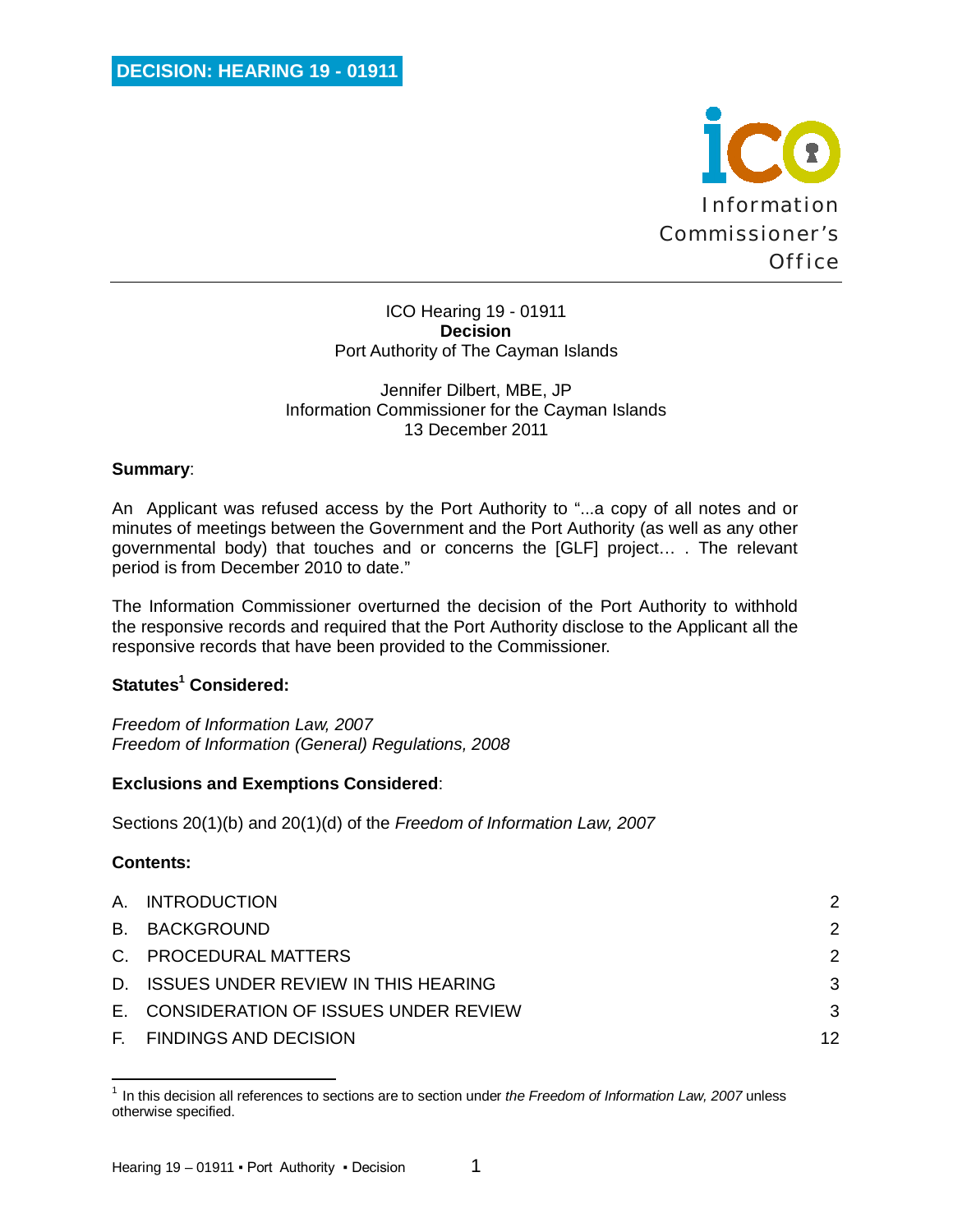**DECISION: HEARING 19 - 01911**

Information Commissioner's Office

ICO Hearing 19 - 01911
**Decision**
Port Authority of The Cayman Islands

Jennifer Dilbert, MBE, JP
Information Commissioner for the Cayman Islands
13 December 2011

**Summary**:

An Applicant was refused access by the Port Authority to "...a copy of all notes and or minutes of meetings between the Government and the Port Authority (as well as any other governmental body) that touches and or concerns the [GLF] project… . The relevant period is from December 2010 to date."

The Information Commissioner overturned the decision of the Port Authority to withhold the responsive records and required that the Port Authority disclose to the Applicant all the responsive records that have been provided to the Commissioner.

**Statutes[1] Considered:**

*Freedom of Information Law, 2007*
*Freedom of Information (General) Regulations, 2008*

**Exclusions and Exemptions Considered**:

Sections 20(1)(b) and 20(1)(d) of the *Freedom of Information Law, 2007*

**Contents:**

| | | |
|---|---|---|
| A. | INTRODUCTION | 2 |
| B. | BACKGROUND | 2 |
| C. | PROCEDURAL MATTERS | 2 |
| D. | ISSUES UNDER REVIEW IN THIS HEARING | 3 |
| E. | CONSIDERATION OF ISSUES UNDER REVIEW | 3 |
| F. | FINDINGS AND DECISION | 12 |

[1] In this decision all references to sections are to section under *the Freedom of Information Law, 2007* unless otherwise specified.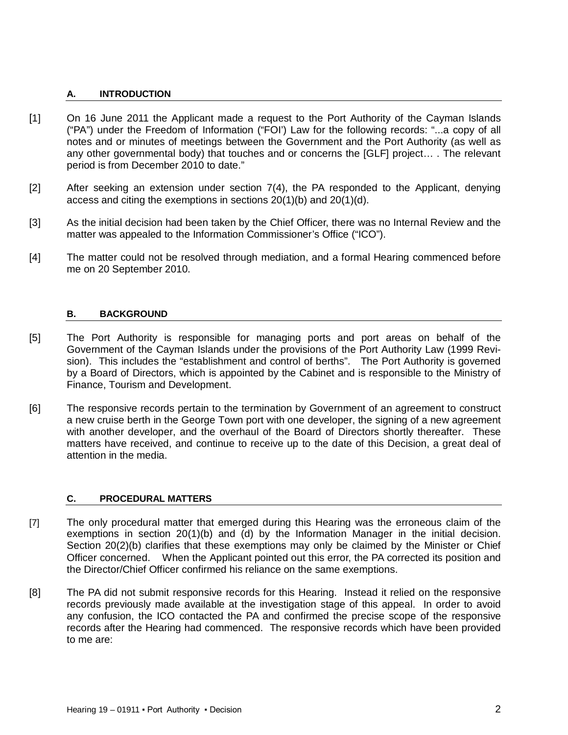## A. INTRODUCTION

[1] On 16 June 2011 the Applicant made a request to the Port Authority of the Cayman Islands ("PA") under the Freedom of Information ("FOI') Law for the following records: "...a copy of all notes and or minutes of meetings between the Government and the Port Authority (as well as any other governmental body) that touches and or concerns the [GLF] project… . The relevant period is from December 2010 to date."

[2] After seeking an extension under section 7(4), the PA responded to the Applicant, denying access and citing the exemptions in sections 20(1)(b) and 20(1)(d).

[3] As the initial decision had been taken by the Chief Officer, there was no Internal Review and the matter was appealed to the Information Commissioner's Office ("ICO").

[4] The matter could not be resolved through mediation, and a formal Hearing commenced before me on 20 September 2010.

## B. BACKGROUND

[5] The Port Authority is responsible for managing ports and port areas on behalf of the Government of the Cayman Islands under the provisions of the Port Authority Law (1999 Revision). This includes the "establishment and control of berths". The Port Authority is governed by a Board of Directors, which is appointed by the Cabinet and is responsible to the Ministry of Finance, Tourism and Development.

[6] The responsive records pertain to the termination by Government of an agreement to construct a new cruise berth in the George Town port with one developer, the signing of a new agreement with another developer, and the overhaul of the Board of Directors shortly thereafter. These matters have received, and continue to receive up to the date of this Decision, a great deal of attention in the media.

## C. PROCEDURAL MATTERS

[7] The only procedural matter that emerged during this Hearing was the erroneous claim of the exemptions in section 20(1)(b) and (d) by the Information Manager in the initial decision. Section 20(2)(b) clarifies that these exemptions may only be claimed by the Minister or Chief Officer concerned. When the Applicant pointed out this error, the PA corrected its position and the Director/Chief Officer confirmed his reliance on the same exemptions.

[8] The PA did not submit responsive records for this Hearing. Instead it relied on the responsive records previously made available at the investigation stage of this appeal. In order to avoid any confusion, the ICO contacted the PA and confirmed the precise scope of the responsive records after the Hearing had commenced. The responsive records which have been provided to me are: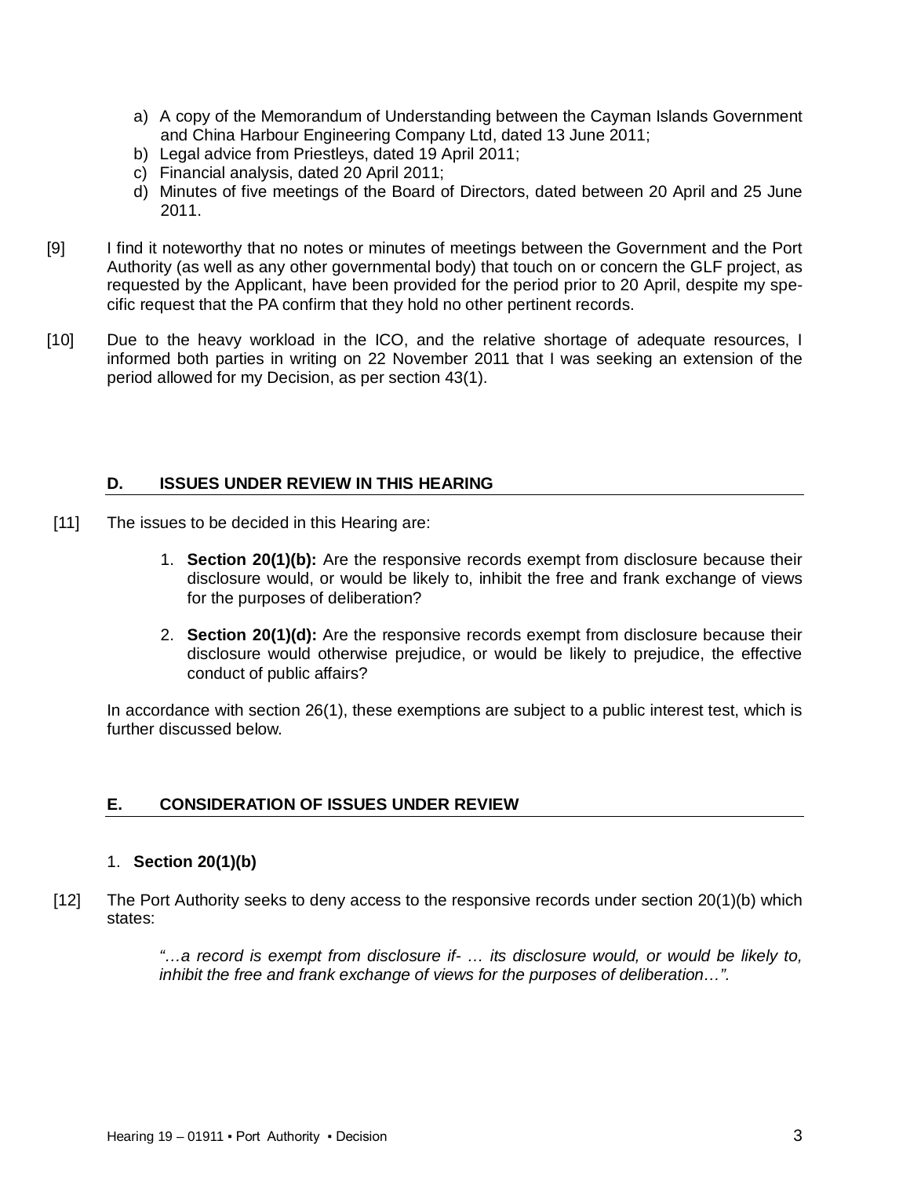a) A copy of the Memorandum of Understanding between the Cayman Islands Government and China Harbour Engineering Company Ltd, dated 13 June 2011;
b) Legal advice from Priestleys, dated 19 April 2011;
c) Financial analysis, dated 20 April 2011;
d) Minutes of five meetings of the Board of Directors, dated between 20 April and 25 June 2011.

[9] I find it noteworthy that no notes or minutes of meetings between the Government and the Port Authority (as well as any other governmental body) that touch on or concern the GLF project, as requested by the Applicant, have been provided for the period prior to 20 April, despite my specific request that the PA confirm that they hold no other pertinent records.

[10] Due to the heavy workload in the ICO, and the relative shortage of adequate resources, I informed both parties in writing on 22 November 2011 that I was seeking an extension of the period allowed for my Decision, as per section 43(1).

## D. ISSUES UNDER REVIEW IN THIS HEARING

[11] The issues to be decided in this Hearing are:

1. **Section 20(1)(b):** Are the responsive records exempt from disclosure because their disclosure would, or would be likely to, inhibit the free and frank exchange of views for the purposes of deliberation?

2. **Section 20(1)(d):** Are the responsive records exempt from disclosure because their disclosure would otherwise prejudice, or would be likely to prejudice, the effective conduct of public affairs?

In accordance with section 26(1), these exemptions are subject to a public interest test, which is further discussed below.

## E. CONSIDERATION OF ISSUES UNDER REVIEW

### 1. Section 20(1)(b)

[12] The Port Authority seeks to deny access to the responsive records under section 20(1)(b) which states:

> *"…a record is exempt from disclosure if- … its disclosure would, or would be likely to, inhibit the free and frank exchange of views for the purposes of deliberation…".*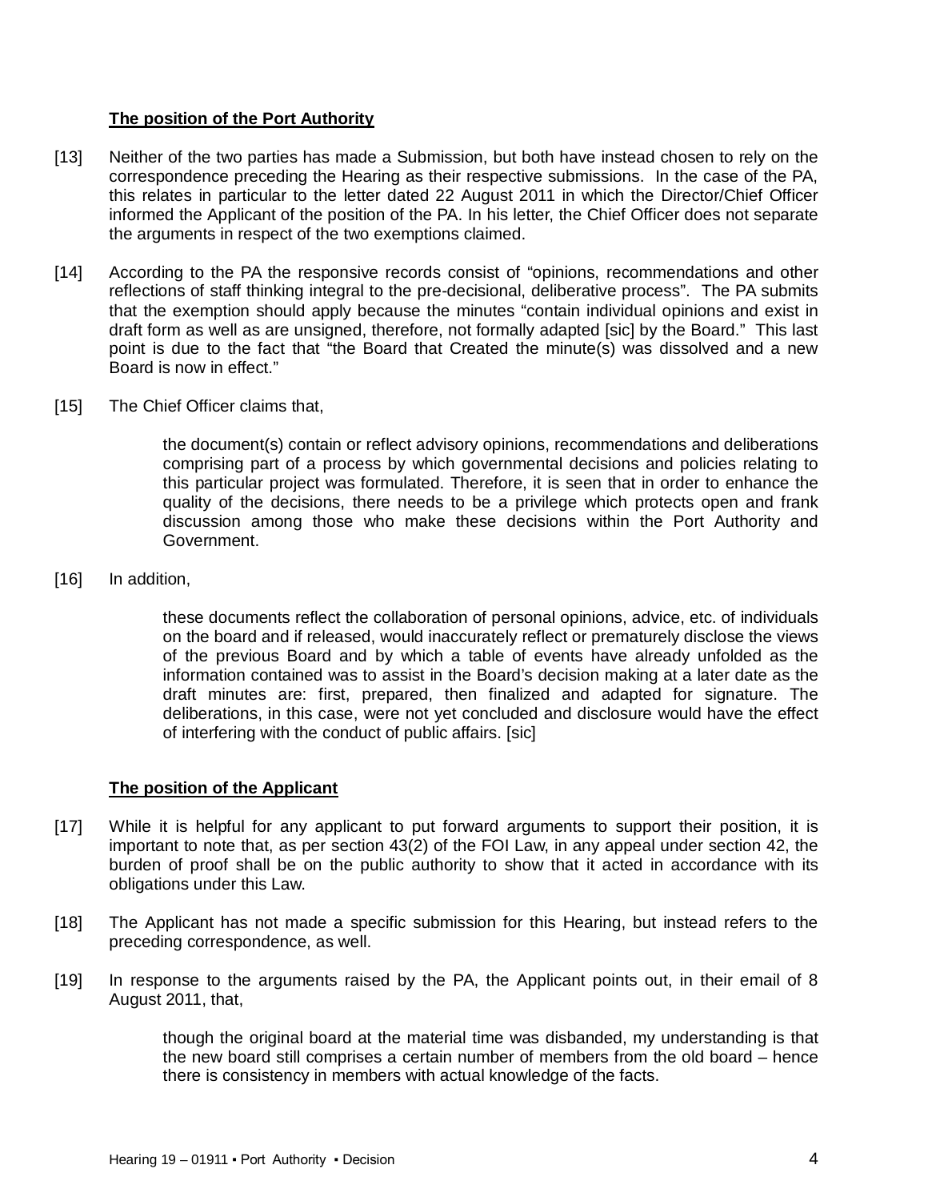### The position of the Port Authority

[13] Neither of the two parties has made a Submission, but both have instead chosen to rely on the correspondence preceding the Hearing as their respective submissions. In the case of the PA, this relates in particular to the letter dated 22 August 2011 in which the Director/Chief Officer informed the Applicant of the position of the PA. In his letter, the Chief Officer does not separate the arguments in respect of the two exemptions claimed.

[14] According to the PA the responsive records consist of "opinions, recommendations and other reflections of staff thinking integral to the pre-decisional, deliberative process". The PA submits that the exemption should apply because the minutes "contain individual opinions and exist in draft form as well as are unsigned, therefore, not formally adapted [sic] by the Board." This last point is due to the fact that "the Board that Created the minute(s) was dissolved and a new Board is now in effect."

[15] The Chief Officer claims that,

> the document(s) contain or reflect advisory opinions, recommendations and deliberations comprising part of a process by which governmental decisions and policies relating to this particular project was formulated. Therefore, it is seen that in order to enhance the quality of the decisions, there needs to be a privilege which protects open and frank discussion among those who make these decisions within the Port Authority and Government.

[16] In addition,

> these documents reflect the collaboration of personal opinions, advice, etc. of individuals on the board and if released, would inaccurately reflect or prematurely disclose the views of the previous Board and by which a table of events have already unfolded as the information contained was to assist in the Board's decision making at a later date as the draft minutes are: first, prepared, then finalized and adapted for signature. The deliberations, in this case, were not yet concluded and disclosure would have the effect of interfering with the conduct of public affairs. [sic]

### The position of the Applicant

[17] While it is helpful for any applicant to put forward arguments to support their position, it is important to note that, as per section 43(2) of the FOI Law, in any appeal under section 42, the burden of proof shall be on the public authority to show that it acted in accordance with its obligations under this Law.

[18] The Applicant has not made a specific submission for this Hearing, but instead refers to the preceding correspondence, as well.

[19] In response to the arguments raised by the PA, the Applicant points out, in their email of 8 August 2011, that,

> though the original board at the material time was disbanded, my understanding is that the new board still comprises a certain number of members from the old board – hence there is consistency in members with actual knowledge of the facts.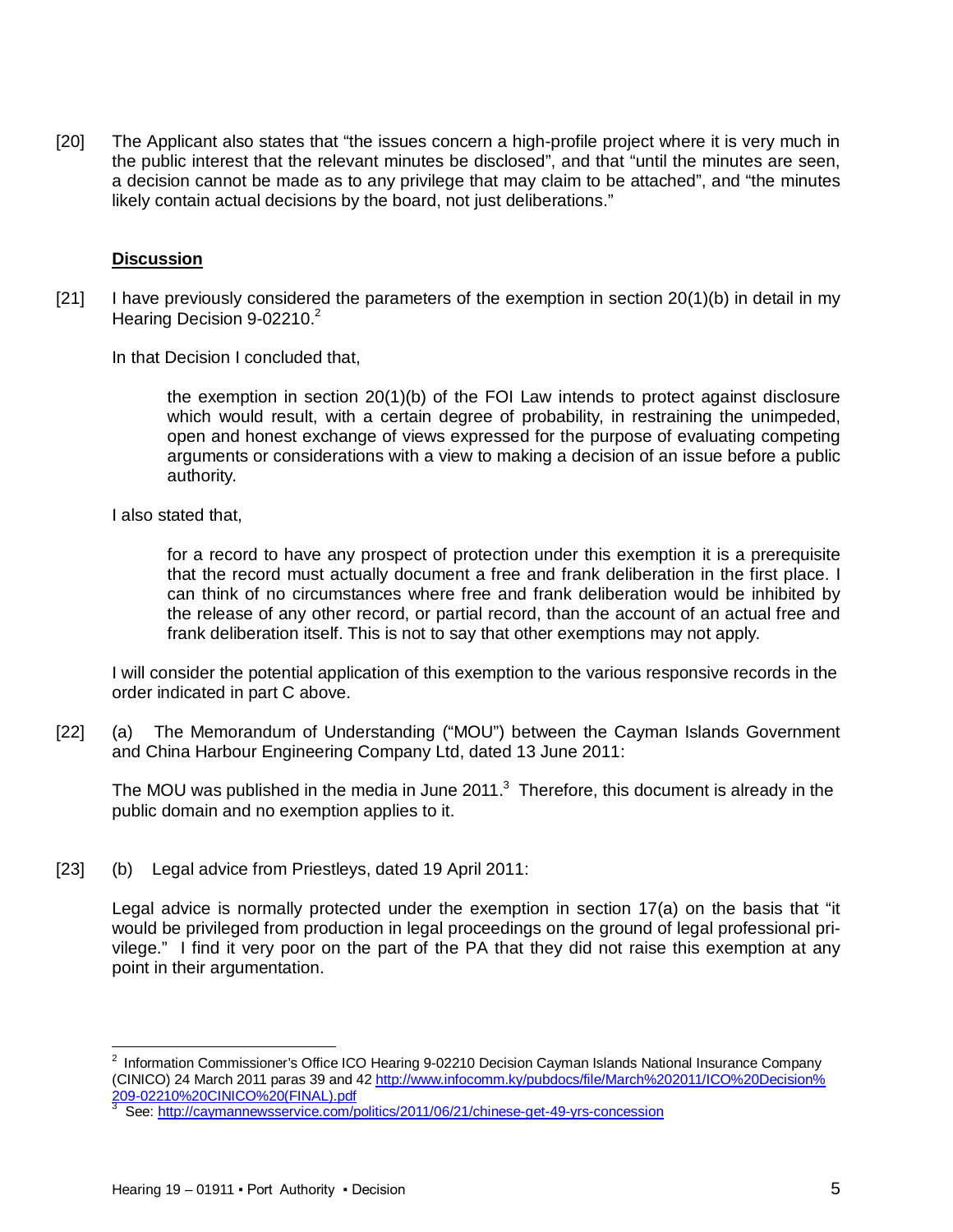[20] The Applicant also states that "the issues concern a high-profile project where it is very much in the public interest that the relevant minutes be disclosed", and that "until the minutes are seen, a decision cannot be made as to any privilege that may claim to be attached", and "the minutes likely contain actual decisions by the board, not just deliberations."

## **Discussion**

[21] I have previously considered the parameters of the exemption in section 20(1)(b) in detail in my Hearing Decision 9-02210.[2]

In that Decision I concluded that,

> the exemption in section 20(1)(b) of the FOI Law intends to protect against disclosure which would result, with a certain degree of probability, in restraining the unimpeded, open and honest exchange of views expressed for the purpose of evaluating competing arguments or considerations with a view to making a decision of an issue before a public authority.

I also stated that,

> for a record to have any prospect of protection under this exemption it is a prerequisite that the record must actually document a free and frank deliberation in the first place. I can think of no circumstances where free and frank deliberation would be inhibited by the release of any other record, or partial record, than the account of an actual free and frank deliberation itself. This is not to say that other exemptions may not apply.

I will consider the potential application of this exemption to the various responsive records in the order indicated in part C above.

[22] (a) The Memorandum of Understanding ("MOU") between the Cayman Islands Government and China Harbour Engineering Company Ltd, dated 13 June 2011:

The MOU was published in the media in June 2011.[3] Therefore, this document is already in the public domain and no exemption applies to it.

[23] (b) Legal advice from Priestleys, dated 19 April 2011:

Legal advice is normally protected under the exemption in section 17(a) on the basis that "it would be privileged from production in legal proceedings on the ground of legal professional privilege." I find it very poor on the part of the PA that they did not raise this exemption at any point in their argumentation.

---

[2] Information Commissioner's Office ICO Hearing 9-02210 Decision Cayman Islands National Insurance Company (CINICO) 24 March 2011 paras 39 and 42 http://www.infocomm.ky/pubdocs/file/March%202011/ICO%20Decision%209-02210%20CINICO%20(FINAL).pdf

[3] See: http://caymannewsservice.com/politics/2011/06/21/chinese-get-49-yrs-concession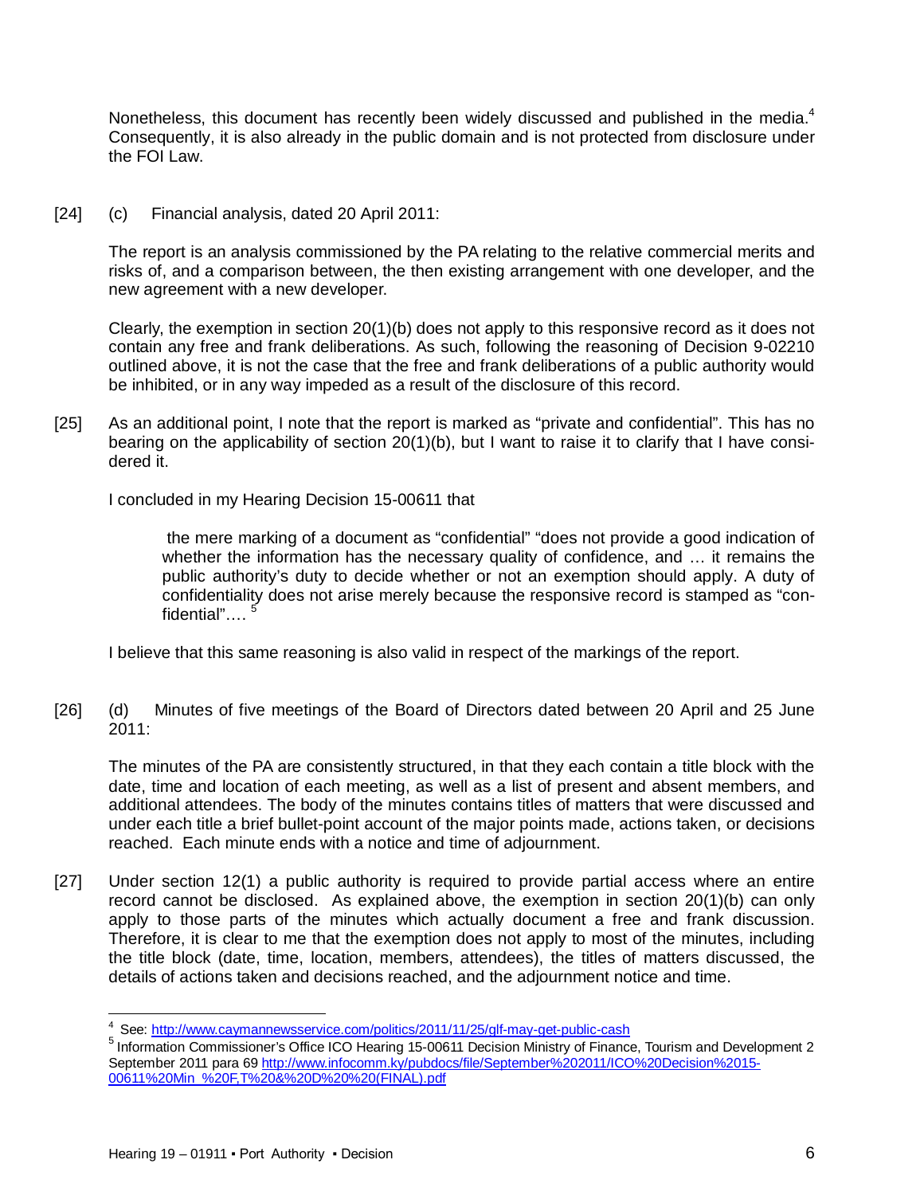Nonetheless, this document has recently been widely discussed and published in the media.[4] Consequently, it is also already in the public domain and is not protected from disclosure under the FOI Law.

[24] (c) Financial analysis, dated 20 April 2011:

The report is an analysis commissioned by the PA relating to the relative commercial merits and risks of, and a comparison between, the then existing arrangement with one developer, and the new agreement with a new developer.

Clearly, the exemption in section 20(1)(b) does not apply to this responsive record as it does not contain any free and frank deliberations. As such, following the reasoning of Decision 9-02210 outlined above, it is not the case that the free and frank deliberations of a public authority would be inhibited, or in any way impeded as a result of the disclosure of this record.

[25] As an additional point, I note that the report is marked as "private and confidential". This has no bearing on the applicability of section 20(1)(b), but I want to raise it to clarify that I have considered it.

I concluded in my Hearing Decision 15-00611 that

> the mere marking of a document as "confidential" "does not provide a good indication of whether the information has the necessary quality of confidence, and … it remains the public authority's duty to decide whether or not an exemption should apply. A duty of confidentiality does not arise merely because the responsive record is stamped as "confidential"…. [5]

I believe that this same reasoning is also valid in respect of the markings of the report.

[26] (d) Minutes of five meetings of the Board of Directors dated between 20 April and 25 June 2011:

The minutes of the PA are consistently structured, in that they each contain a title block with the date, time and location of each meeting, as well as a list of present and absent members, and additional attendees. The body of the minutes contains titles of matters that were discussed and under each title a brief bullet-point account of the major points made, actions taken, or decisions reached. Each minute ends with a notice and time of adjournment.

[27] Under section 12(1) a public authority is required to provide partial access where an entire record cannot be disclosed. As explained above, the exemption in section 20(1)(b) can only apply to those parts of the minutes which actually document a free and frank discussion. Therefore, it is clear to me that the exemption does not apply to most of the minutes, including the title block (date, time, location, members, attendees), the titles of matters discussed, the details of actions taken and decisions reached, and the adjournment notice and time.

---

[4] See: http://www.caymannewsservice.com/politics/2011/11/25/glf-may-get-public-cash

[5] Information Commissioner's Office ICO Hearing 15-00611 Decision Ministry of Finance, Tourism and Development 2 September 2011 para 69 http://www.infocomm.ky/pubdocs/file/September%202011/ICO%20Decision%2015-00611%20Min_%20F,T%20&%20D%20%20(FINAL).pdf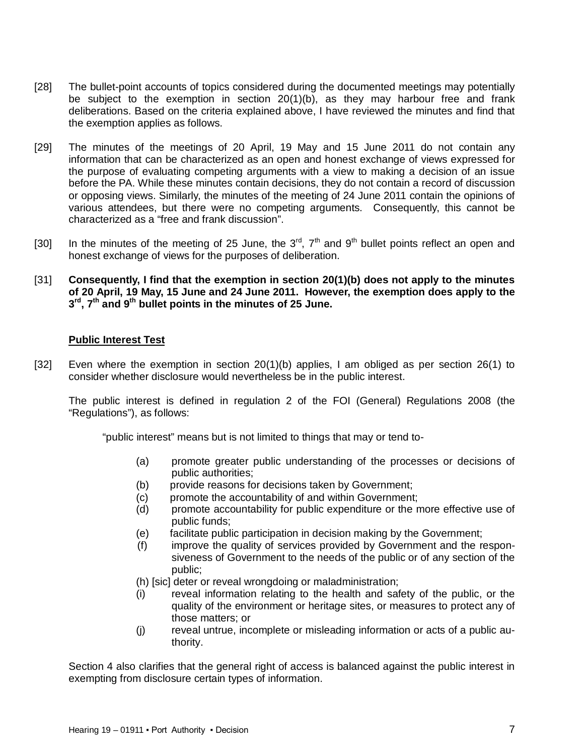[28] The bullet-point accounts of topics considered during the documented meetings may potentially be subject to the exemption in section 20(1)(b), as they may harbour free and frank deliberations. Based on the criteria explained above, I have reviewed the minutes and find that the exemption applies as follows.

[29] The minutes of the meetings of 20 April, 19 May and 15 June 2011 do not contain any information that can be characterized as an open and honest exchange of views expressed for the purpose of evaluating competing arguments with a view to making a decision of an issue before the PA. While these minutes contain decisions, they do not contain a record of discussion or opposing views. Similarly, the minutes of the meeting of 24 June 2011 contain the opinions of various attendees, but there were no competing arguments. Consequently, this cannot be characterized as a "free and frank discussion".

[30] In the minutes of the meeting of 25 June, the 3rd, 7th and 9th bullet points reflect an open and honest exchange of views for the purposes of deliberation.

[31] **Consequently, I find that the exemption in section 20(1)(b) does not apply to the minutes of 20 April, 19 May, 15 June and 24 June 2011. However, the exemption does apply to the 3rd, 7th and 9th bullet points in the minutes of 25 June.**

**Public Interest Test**

[32] Even where the exemption in section 20(1)(b) applies, I am obliged as per section 26(1) to consider whether disclosure would nevertheless be in the public interest.

The public interest is defined in regulation 2 of the FOI (General) Regulations 2008 (the "Regulations"), as follows:

> "public interest" means but is not limited to things that may or tend to-
>
> (a) promote greater public understanding of the processes or decisions of public authorities;
> (b) provide reasons for decisions taken by Government;
> (c) promote the accountability of and within Government;
> (d) promote accountability for public expenditure or the more effective use of public funds;
> (e) facilitate public participation in decision making by the Government;
> (f) improve the quality of services provided by Government and the responsiveness of Government to the needs of the public or of any section of the public;
> (h) [sic] deter or reveal wrongdoing or maladministration;
> (i) reveal information relating to the health and safety of the public, or the quality of the environment or heritage sites, or measures to protect any of those matters; or
> (j) reveal untrue, incomplete or misleading information or acts of a public authority.

Section 4 also clarifies that the general right of access is balanced against the public interest in exempting from disclosure certain types of information.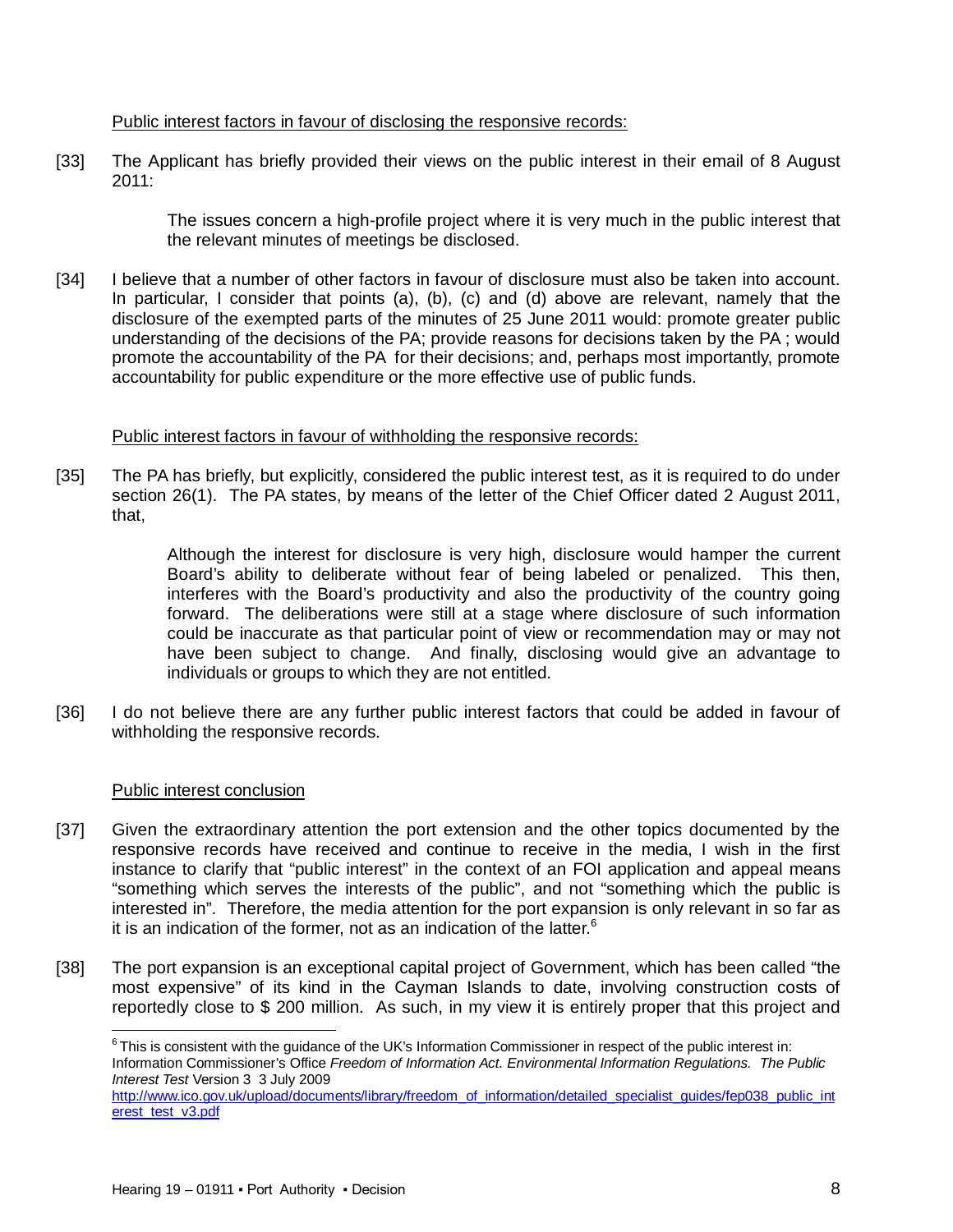Public interest factors in favour of disclosing the responsive records:

[33] The Applicant has briefly provided their views on the public interest in their email of 8 August 2011:

> The issues concern a high-profile project where it is very much in the public interest that the relevant minutes of meetings be disclosed.

[34] I believe that a number of other factors in favour of disclosure must also be taken into account. In particular, I consider that points (a), (b), (c) and (d) above are relevant, namely that the disclosure of the exempted parts of the minutes of 25 June 2011 would: promote greater public understanding of the decisions of the PA; provide reasons for decisions taken by the PA ; would promote the accountability of the PA for their decisions; and, perhaps most importantly, promote accountability for public expenditure or the more effective use of public funds.

Public interest factors in favour of withholding the responsive records:

[35] The PA has briefly, but explicitly, considered the public interest test, as it is required to do under section 26(1). The PA states, by means of the letter of the Chief Officer dated 2 August 2011, that,

> Although the interest for disclosure is very high, disclosure would hamper the current Board's ability to deliberate without fear of being labeled or penalized. This then, interferes with the Board's productivity and also the productivity of the country going forward. The deliberations were still at a stage where disclosure of such information could be inaccurate as that particular point of view or recommendation may or may not have been subject to change. And finally, disclosing would give an advantage to individuals or groups to which they are not entitled.

[36] I do not believe there are any further public interest factors that could be added in favour of withholding the responsive records.

Public interest conclusion

[37] Given the extraordinary attention the port extension and the other topics documented by the responsive records have received and continue to receive in the media, I wish in the first instance to clarify that "public interest" in the context of an FOI application and appeal means "something which serves the interests of the public", and not "something which the public is interested in". Therefore, the media attention for the port expansion is only relevant in so far as it is an indication of the former, not as an indication of the latter.[6]

[38] The port expansion is an exceptional capital project of Government, which has been called "the most expensive" of its kind in the Cayman Islands to date, involving construction costs of reportedly close to $ 200 million. As such, in my view it is entirely proper that this project and

---

[6] This is consistent with the guidance of the UK's Information Commissioner in respect of the public interest in: Information Commissioner's Office *Freedom of Information Act. Environmental Information Regulations. The Public Interest Test* Version 3 3 July 2009 http://www.ico.gov.uk/upload/documents/library/freedom_of_information/detailed_specialist_guides/fep038_public_interest_test_v3.pdf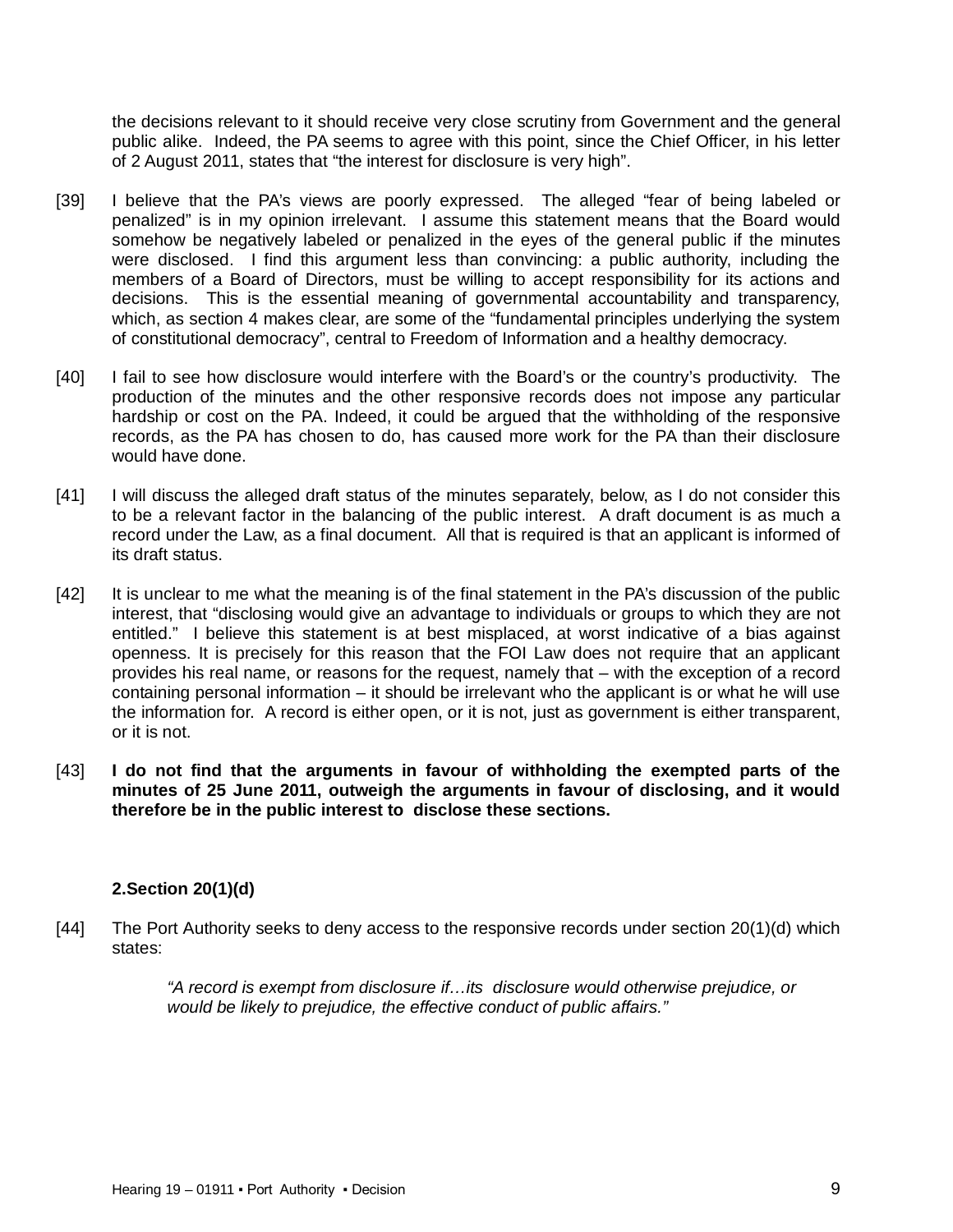the decisions relevant to it should receive very close scrutiny from Government and the general public alike. Indeed, the PA seems to agree with this point, since the Chief Officer, in his letter of 2 August 2011, states that "the interest for disclosure is very high".

[39] I believe that the PA's views are poorly expressed. The alleged "fear of being labeled or penalized" is in my opinion irrelevant. I assume this statement means that the Board would somehow be negatively labeled or penalized in the eyes of the general public if the minutes were disclosed. I find this argument less than convincing: a public authority, including the members of a Board of Directors, must be willing to accept responsibility for its actions and decisions. This is the essential meaning of governmental accountability and transparency, which, as section 4 makes clear, are some of the "fundamental principles underlying the system of constitutional democracy", central to Freedom of Information and a healthy democracy.

[40] I fail to see how disclosure would interfere with the Board's or the country's productivity. The production of the minutes and the other responsive records does not impose any particular hardship or cost on the PA. Indeed, it could be argued that the withholding of the responsive records, as the PA has chosen to do, has caused more work for the PA than their disclosure would have done.

[41] I will discuss the alleged draft status of the minutes separately, below, as I do not consider this to be a relevant factor in the balancing of the public interest. A draft document is as much a record under the Law, as a final document. All that is required is that an applicant is informed of its draft status.

[42] It is unclear to me what the meaning is of the final statement in the PA's discussion of the public interest, that "disclosing would give an advantage to individuals or groups to which they are not entitled." I believe this statement is at best misplaced, at worst indicative of a bias against openness. It is precisely for this reason that the FOI Law does not require that an applicant provides his real name, or reasons for the request, namely that – with the exception of a record containing personal information – it should be irrelevant who the applicant is or what he will use the information for. A record is either open, or it is not, just as government is either transparent, or it is not.

[43] **I do not find that the arguments in favour of withholding the exempted parts of the minutes of 25 June 2011, outweigh the arguments in favour of disclosing, and it would therefore be in the public interest to disclose these sections.**

**2.Section 20(1)(d)**

[44] The Port Authority seeks to deny access to the responsive records under section 20(1)(d) which states:

> *"A record is exempt from disclosure if…its disclosure would otherwise prejudice, or would be likely to prejudice, the effective conduct of public affairs."*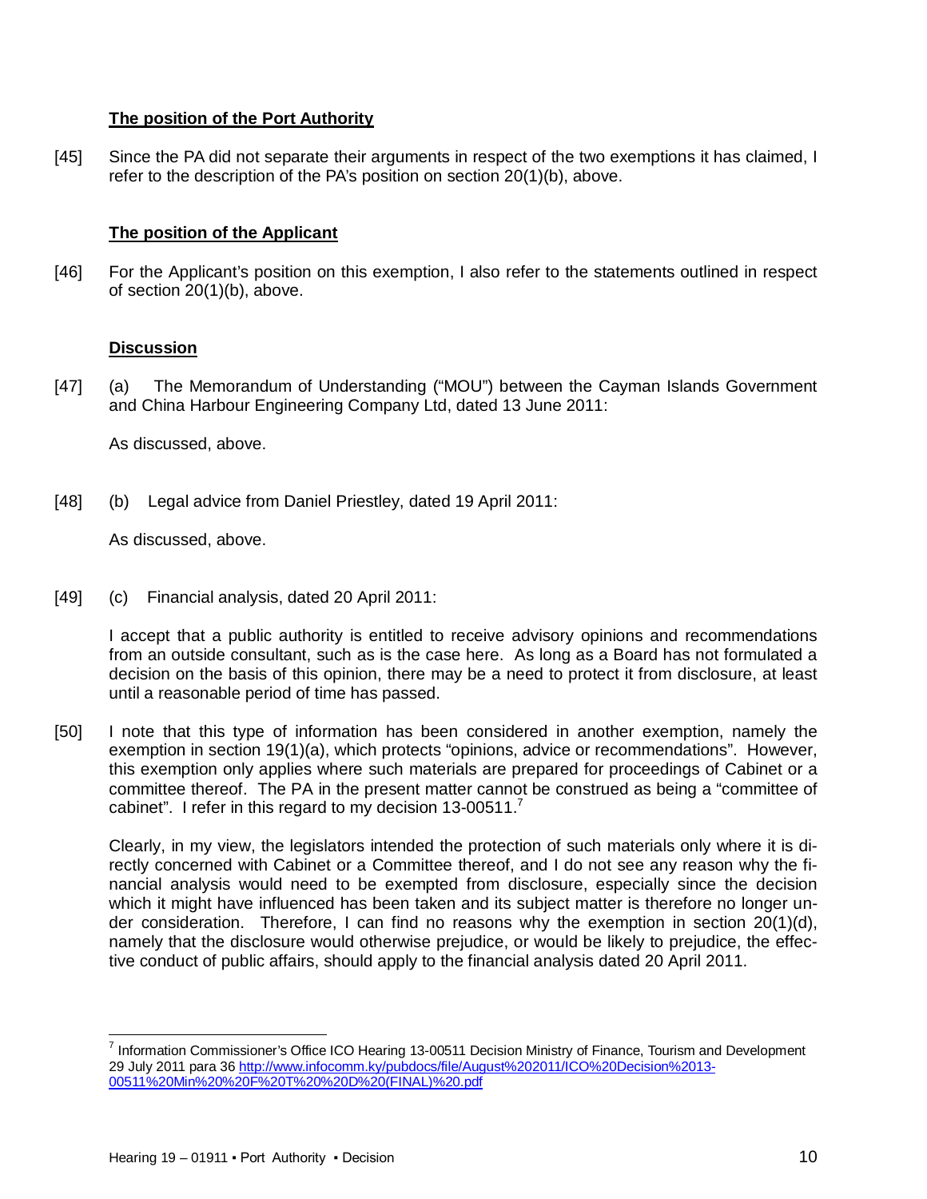**The position of the Port Authority**

[45] Since the PA did not separate their arguments in respect of the two exemptions it has claimed, I refer to the description of the PA's position on section 20(1)(b), above.

**The position of the Applicant**

[46] For the Applicant's position on this exemption, I also refer to the statements outlined in respect of section 20(1)(b), above.

**Discussion**

[47] (a) The Memorandum of Understanding ("MOU") between the Cayman Islands Government and China Harbour Engineering Company Ltd, dated 13 June 2011:

As discussed, above.

[48] (b) Legal advice from Daniel Priestley, dated 19 April 2011:

As discussed, above.

[49] (c) Financial analysis, dated 20 April 2011:

I accept that a public authority is entitled to receive advisory opinions and recommendations from an outside consultant, such as is the case here. As long as a Board has not formulated a decision on the basis of this opinion, there may be a need to protect it from disclosure, at least until a reasonable period of time has passed.

[50] I note that this type of information has been considered in another exemption, namely the exemption in section 19(1)(a), which protects "opinions, advice or recommendations". However, this exemption only applies where such materials are prepared for proceedings of Cabinet or a committee thereof. The PA in the present matter cannot be construed as being a "committee of cabinet". I refer in this regard to my decision 13-00511.[7]

Clearly, in my view, the legislators intended the protection of such materials only where it is directly concerned with Cabinet or a Committee thereof, and I do not see any reason why the financial analysis would need to be exempted from disclosure, especially since the decision which it might have influenced has been taken and its subject matter is therefore no longer under consideration. Therefore, I can find no reasons why the exemption in section 20(1)(d), namely that the disclosure would otherwise prejudice, or would be likely to prejudice, the effective conduct of public affairs, should apply to the financial analysis dated 20 April 2011.

---

[7] Information Commissioner's Office ICO Hearing 13-00511 Decision Ministry of Finance, Tourism and Development 29 July 2011 para 36 http://www.infocomm.ky/pubdocs/file/August%202011/ICO%20Decision%2013-00511%20Min%20%20F%20T%20%20D%20(FINAL)%20.pdf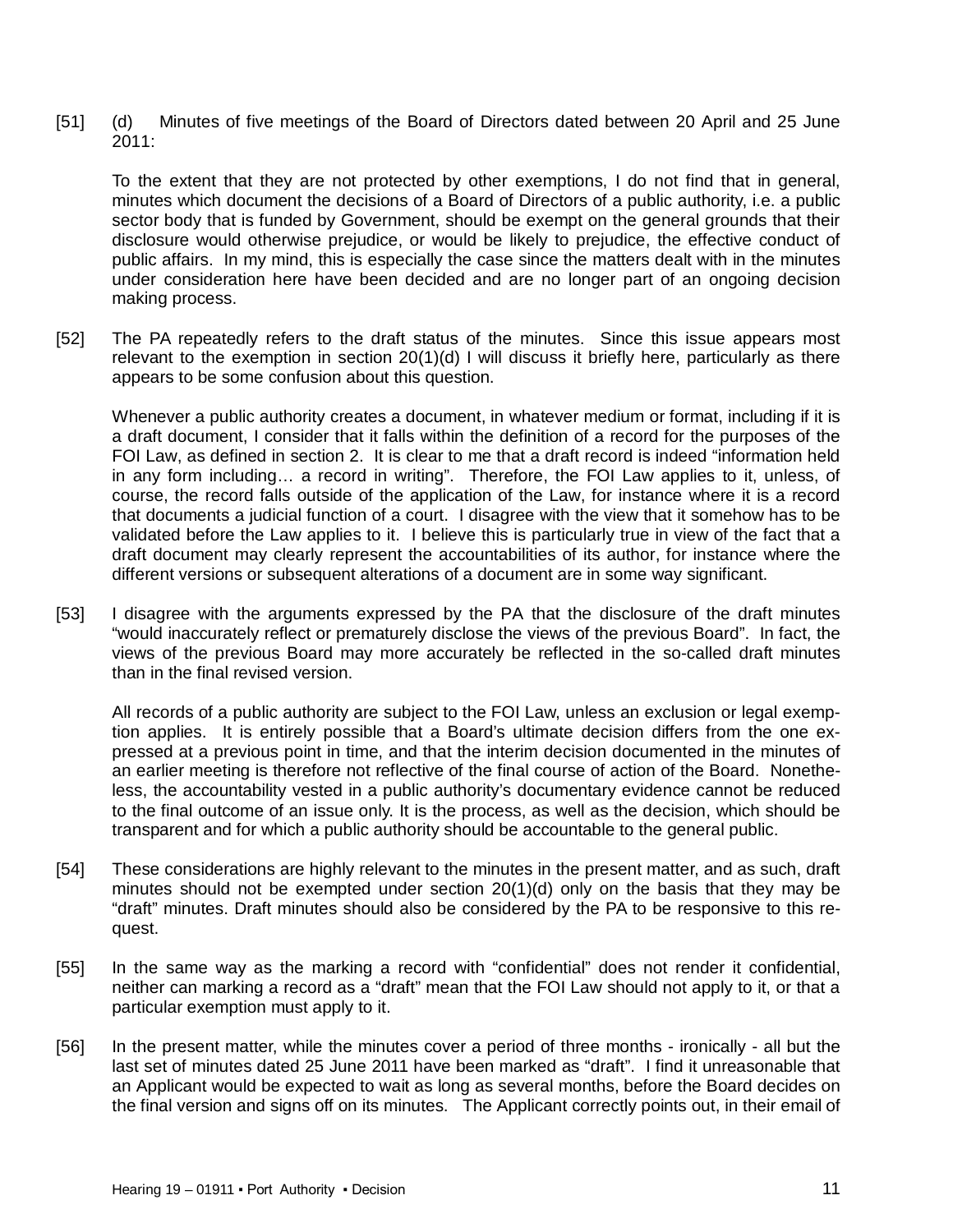[51] (d) Minutes of five meetings of the Board of Directors dated between 20 April and 25 June 2011:

To the extent that they are not protected by other exemptions, I do not find that in general, minutes which document the decisions of a Board of Directors of a public authority, i.e. a public sector body that is funded by Government, should be exempt on the general grounds that their disclosure would otherwise prejudice, or would be likely to prejudice, the effective conduct of public affairs. In my mind, this is especially the case since the matters dealt with in the minutes under consideration here have been decided and are no longer part of an ongoing decision making process.

[52] The PA repeatedly refers to the draft status of the minutes. Since this issue appears most relevant to the exemption in section 20(1)(d) I will discuss it briefly here, particularly as there appears to be some confusion about this question.

Whenever a public authority creates a document, in whatever medium or format, including if it is a draft document, I consider that it falls within the definition of a record for the purposes of the FOI Law, as defined in section 2. It is clear to me that a draft record is indeed "information held in any form including… a record in writing". Therefore, the FOI Law applies to it, unless, of course, the record falls outside of the application of the Law, for instance where it is a record that documents a judicial function of a court. I disagree with the view that it somehow has to be validated before the Law applies to it. I believe this is particularly true in view of the fact that a draft document may clearly represent the accountabilities of its author, for instance where the different versions or subsequent alterations of a document are in some way significant.

[53] I disagree with the arguments expressed by the PA that the disclosure of the draft minutes "would inaccurately reflect or prematurely disclose the views of the previous Board". In fact, the views of the previous Board may more accurately be reflected in the so-called draft minutes than in the final revised version.

All records of a public authority are subject to the FOI Law, unless an exclusion or legal exemption applies. It is entirely possible that a Board's ultimate decision differs from the one expressed at a previous point in time, and that the interim decision documented in the minutes of an earlier meeting is therefore not reflective of the final course of action of the Board. Nonetheless, the accountability vested in a public authority's documentary evidence cannot be reduced to the final outcome of an issue only. It is the process, as well as the decision, which should be transparent and for which a public authority should be accountable to the general public.

[54] These considerations are highly relevant to the minutes in the present matter, and as such, draft minutes should not be exempted under section 20(1)(d) only on the basis that they may be "draft" minutes. Draft minutes should also be considered by the PA to be responsive to this request.

[55] In the same way as the marking a record with "confidential" does not render it confidential, neither can marking a record as a "draft" mean that the FOI Law should not apply to it, or that a particular exemption must apply to it.

[56] In the present matter, while the minutes cover a period of three months - ironically - all but the last set of minutes dated 25 June 2011 have been marked as "draft". I find it unreasonable that an Applicant would be expected to wait as long as several months, before the Board decides on the final version and signs off on its minutes. The Applicant correctly points out, in their email of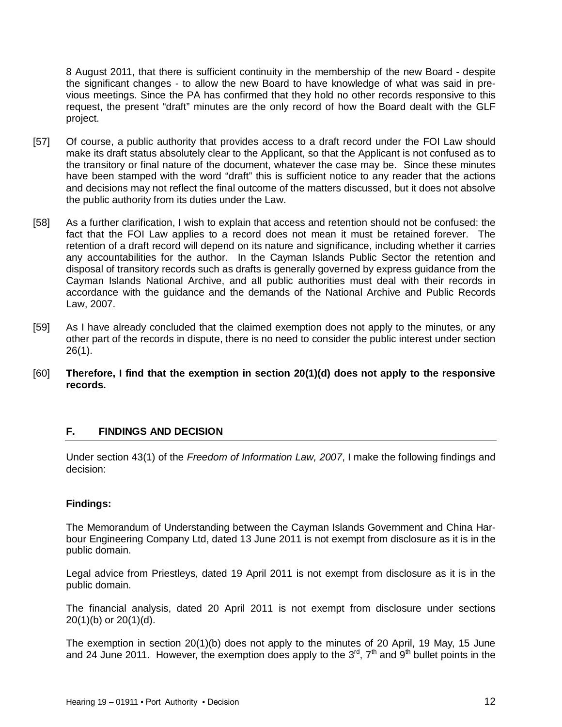8 August 2011, that there is sufficient continuity in the membership of the new Board - despite the significant changes - to allow the new Board to have knowledge of what was said in previous meetings. Since the PA has confirmed that they hold no other records responsive to this request, the present "draft" minutes are the only record of how the Board dealt with the GLF project.

[57] Of course, a public authority that provides access to a draft record under the FOI Law should make its draft status absolutely clear to the Applicant, so that the Applicant is not confused as to the transitory or final nature of the document, whatever the case may be. Since these minutes have been stamped with the word "draft" this is sufficient notice to any reader that the actions and decisions may not reflect the final outcome of the matters discussed, but it does not absolve the public authority from its duties under the Law.

[58] As a further clarification, I wish to explain that access and retention should not be confused: the fact that the FOI Law applies to a record does not mean it must be retained forever. The retention of a draft record will depend on its nature and significance, including whether it carries any accountabilities for the author. In the Cayman Islands Public Sector the retention and disposal of transitory records such as drafts is generally governed by express guidance from the Cayman Islands National Archive, and all public authorities must deal with their records in accordance with the guidance and the demands of the National Archive and Public Records Law, 2007.

[59] As I have already concluded that the claimed exemption does not apply to the minutes, or any other part of the records in dispute, there is no need to consider the public interest under section 26(1).

[60] **Therefore, I find that the exemption in section 20(1)(d) does not apply to the responsive records.**

## F. FINDINGS AND DECISION

Under section 43(1) of the *Freedom of Information Law, 2007*, I make the following findings and decision:

**Findings:**

The Memorandum of Understanding between the Cayman Islands Government and China Harbour Engineering Company Ltd, dated 13 June 2011 is not exempt from disclosure as it is in the public domain.

Legal advice from Priestleys, dated 19 April 2011 is not exempt from disclosure as it is in the public domain.

The financial analysis, dated 20 April 2011 is not exempt from disclosure under sections 20(1)(b) or 20(1)(d).

The exemption in section 20(1)(b) does not apply to the minutes of 20 April, 19 May, 15 June and 24 June 2011. However, the exemption does apply to the 3rd, 7th and 9th bullet points in the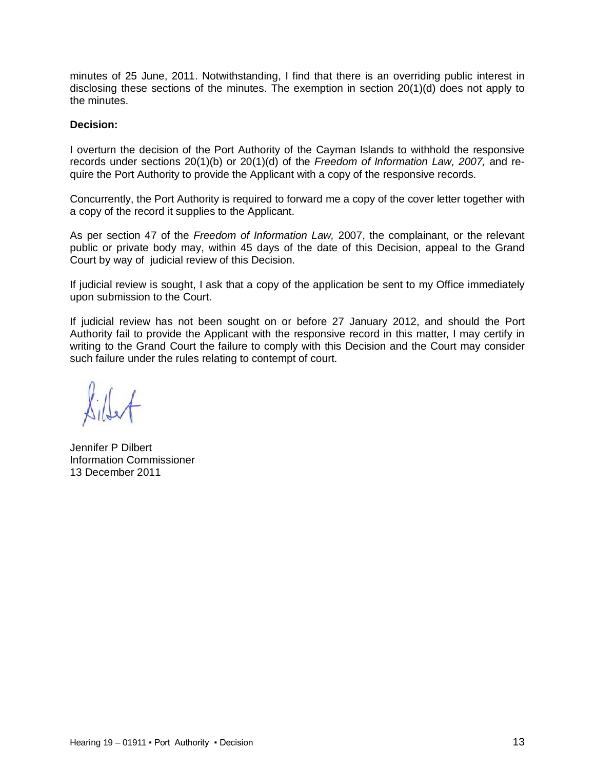minutes of 25 June, 2011. Notwithstanding, I find that there is an overriding public interest in disclosing these sections of the minutes. The exemption in section 20(1)(d) does not apply to the minutes.

**Decision:**

I overturn the decision of the Port Authority of the Cayman Islands to withhold the responsive records under sections 20(1)(b) or 20(1)(d) of the *Freedom of Information Law, 2007,* and require the Port Authority to provide the Applicant with a copy of the responsive records.

Concurrently, the Port Authority is required to forward me a copy of the cover letter together with a copy of the record it supplies to the Applicant.

As per section 47 of the *Freedom of Information Law,* 2007, the complainant, or the relevant public or private body may, within 45 days of the date of this Decision, appeal to the Grand Court by way of judicial review of this Decision.

If judicial review is sought, I ask that a copy of the application be sent to my Office immediately upon submission to the Court.

If judicial review has not been sought on or before 27 January 2012, and should the Port Authority fail to provide the Applicant with the responsive record in this matter, I may certify in writing to the Grand Court the failure to comply with this Decision and the Court may consider such failure under the rules relating to contempt of court.

Jennifer P Dilbert
Information Commissioner
13 December 2011